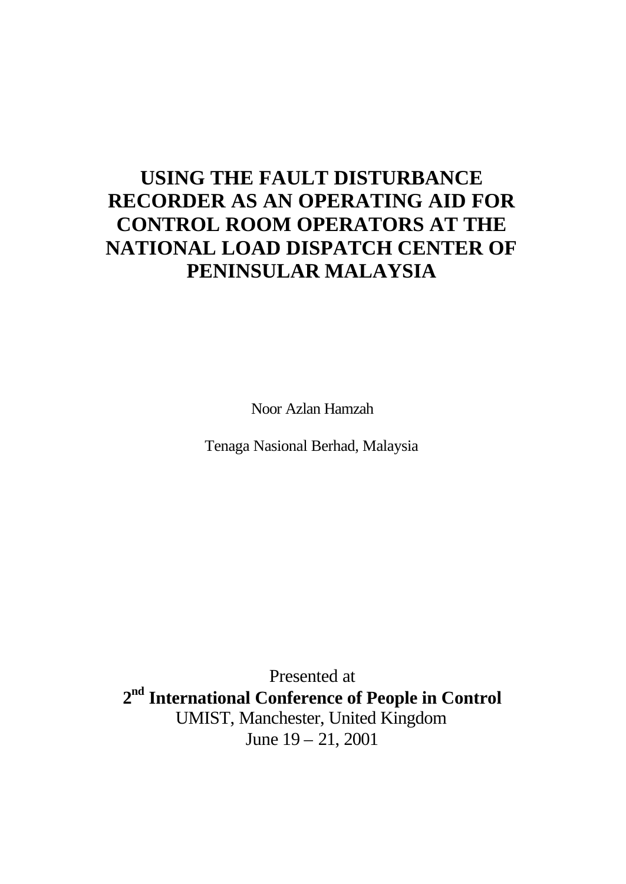# USING THE FAULT DISTURBANCE RECORDER AS AN OPERATING AID FOR CONTROL ROOM OPERATORS AT THE NATIONAL LOAD DISPATCH CENTER OF PENINSULAR MALAYSIA

Noor Azlan Hamzah

Tenaga Nasional Berhad, Malaysia

Presented at

**2nd International Conference of People in Control**

UMIST, Manchester, United Kingdom

June 19 – 21, 2001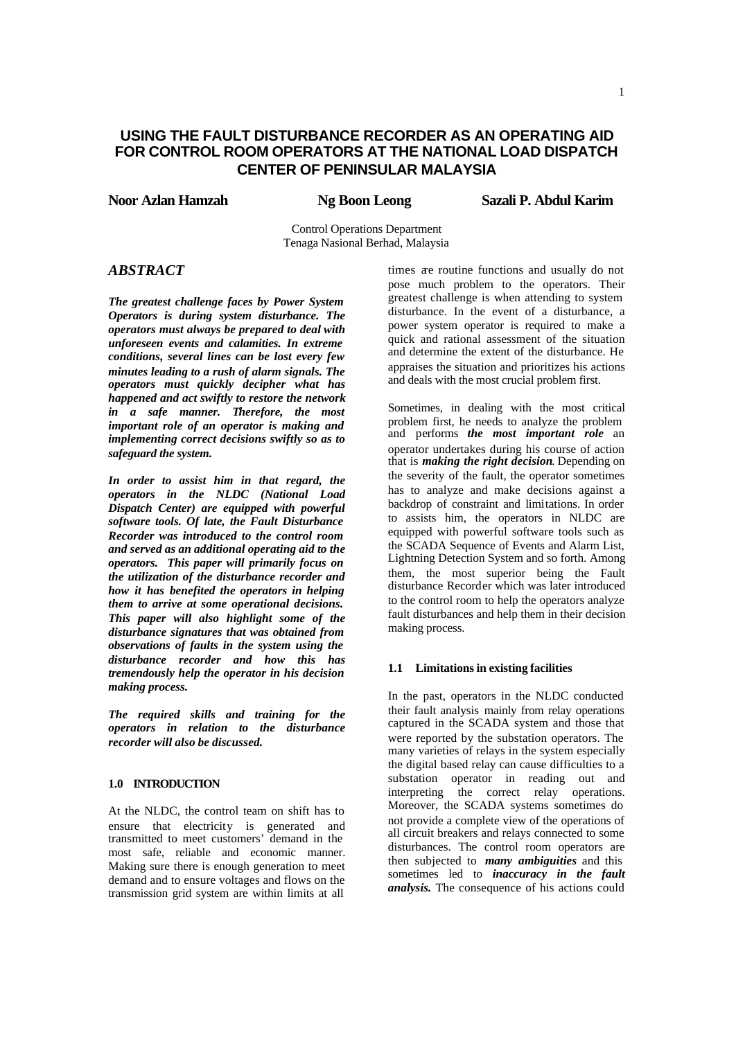# USING THE FAULT DISTURBANCE RECORDER AS AN OPERATING AID FOR CONTROL ROOM OPERATORS AT THE NATIONAL LOAD DISPATCH CENTER OF PENINSULAR MALAYSIA

**Noor Azlan Hamzah** **Ng Boon Leong** **Sazali P. Abdul Karim**

Control Operations Department
Tenaga Nasional Berhad, Malaysia

## *ABSTRACT*

***The greatest challenge faces by Power System Operators is during system disturbance. The operators must always be prepared to deal with unforeseen events and calamities. In extreme conditions, several lines can be lost every few minutes leading to a rush of alarm signals. The operators must quickly decipher what has happened and act swiftly to restore the network in a safe manner. Therefore, the most important role of an operator is making and implementing correct decisions swiftly so as to safeguard the system.***

***In order to assist him in that regard, the operators in the NLDC (National Load Dispatch Center) are equipped with powerful software tools. Of late, the Fault Disturbance Recorder was introduced to the control room and served as an additional operating aid to the operators. This paper will primarily focus on the utilization of the disturbance recorder and how it has benefited the operators in helping them to arrive at some operational decisions. This paper will also highlight some of the disturbance signatures that was obtained from observations of faults in the system using the disturbance recorder and how this has tremendously help the operator in his decision making process.***

***The required skills and training for the operators in relation to the disturbance recorder will also be discussed.***

### 1.0 INTRODUCTION

At the NLDC, the control team on shift has to ensure that electricity is generated and transmitted to meet customers' demand in the most safe, reliable and economic manner. Making sure there is enough generation to meet demand and to ensure voltages and flows on the transmission grid system are within limits at all times are routine functions and usually do not pose much problem to the operators. Their greatest challenge is when attending to system disturbance. In the event of a disturbance, a power system operator is required to make a quick and rational assessment of the situation and determine the extent of the disturbance. He appraises the situation and prioritizes his actions and deals with the most crucial problem first.

Sometimes, in dealing with the most critical problem first, he needs to analyze the problem and performs ***the most important role*** an operator undertakes during his course of action that is ***making the right decision***. Depending on the severity of the fault, the operator sometimes has to analyze and make decisions against a backdrop of constraint and limitations. In order to assists him, the operators in NLDC are equipped with powerful software tools such as the SCADA Sequence of Events and Alarm List, Lightning Detection System and so forth. Among them, the most superior being the Fault disturbance Recorder which was later introduced to the control room to help the operators analyze fault disturbances and help them in their decision making process.

### 1.1 Limitations in existing facilities

In the past, operators in the NLDC conducted their fault analysis mainly from relay operations captured in the SCADA system and those that were reported by the substation operators. The many varieties of relays in the system especially the digital based relay can cause difficulties to a substation operator in reading out and interpreting the correct relay operations. Moreover, the SCADA systems sometimes do not provide a complete view of the operations of all circuit breakers and relays connected to some disturbances. The control room operators are then subjected to ***many ambiguities*** and this sometimes led to ***inaccuracy in the fault analysis.*** The consequence of his actions could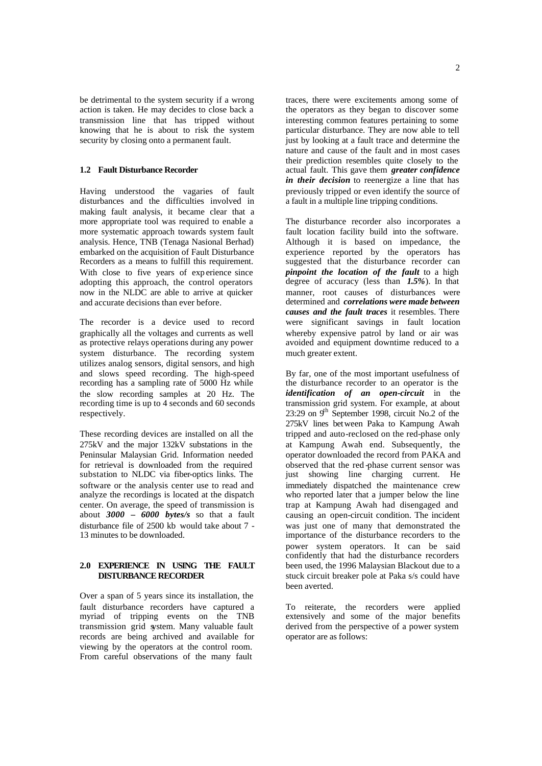be detrimental to the system security if a wrong action is taken. He may decides to close back a transmission line that has tripped without knowing that he is about to risk the system security by closing onto a permanent fault.

### 1.2 Fault Disturbance Recorder

Having understood the vagaries of fault disturbances and the difficulties involved in making fault analysis, it became clear that a more appropriate tool was required to enable a more systematic approach towards system fault analysis. Hence, TNB (Tenaga Nasional Berhad) embarked on the acquisition of Fault Disturbance Recorders as a means to fulfill this requirement. With close to five years of experience since adopting this approach, the control operators now in the NLDC are able to arrive at quicker and accurate decisions than ever before.

The recorder is a device used to record graphically all the voltages and currents as well as protective relays operations during any power system disturbance. The recording system utilizes analog sensors, digital sensors, and high and slows speed recording. The high-speed recording has a sampling rate of 5000 Hz while the slow recording samples at 20 Hz. The recording time is up to 4 seconds and 60 seconds respectively.

These recording devices are installed on all the 275kV and the major 132kV substations in the Peninsular Malaysian Grid. Information needed for retrieval is downloaded from the required substation to NLDC via fiber-optics links. The software or the analysis center use to read and analyze the recordings is located at the dispatch center. On average, the speed of transmission is about ***3000 – 6000 bytes/s*** so that a fault disturbance file of 2500 kb would take about 7 - 13 minutes to be downloaded.

## 2.0 EXPERIENCE IN USING THE FAULT DISTURBANCE RECORDER

Over a span of 5 years since its installation, the fault disturbance recorders have captured a myriad of tripping events on the TNB transmission grid system. Many valuable fault records are being archived and available for viewing by the operators at the control room. From careful observations of the many fault traces, there were excitements among some of the operators as they began to discover some interesting common features pertaining to some particular disturbance. They are now able to tell just by looking at a fault trace and determine the nature and cause of the fault and in most cases their prediction resembles quite closely to the actual fault. This gave them ***greater confidence in their decision*** to reenergize a line that has previously tripped or even identify the source of a fault in a multiple line tripping conditions.

The disturbance recorder also incorporates a fault location facility build into the software. Although it is based on impedance, the experience reported by the operators has suggested that the disturbance recorder can ***pinpoint the location of the fault*** to a high degree of accuracy (less than ***1.5%***). In that manner, root causes of disturbances were determined and ***correlations were made between causes and the fault traces*** it resembles. There were significant savings in fault location whereby expensive patrol by land or air was avoided and equipment downtime reduced to a much greater extent.

By far, one of the most important usefulness of the disturbance recorder to an operator is the ***identification of an open-circuit*** in the transmission grid system. For example, at about 23:29 on 9th September 1998, circuit No.2 of the 275kV lines between Paka to Kampung Awah tripped and auto-reclosed on the red-phase only at Kampung Awah end. Subsequently, the operator downloaded the record from PAKA and observed that the red-phase current sensor was just showing line charging current. He immediately dispatched the maintenance crew who reported later that a jumper below the line trap at Kampung Awah had disengaged and causing an open-circuit condition. The incident was just one of many that demonstrated the importance of the disturbance recorders to the power system operators. It can be said confidently that had the disturbance recorders been used, the 1996 Malaysian Blackout due to a stuck circuit breaker pole at Paka s/s could have been averted.

To reiterate, the recorders were applied extensively and some of the major benefits derived from the perspective of a power system operator are as follows: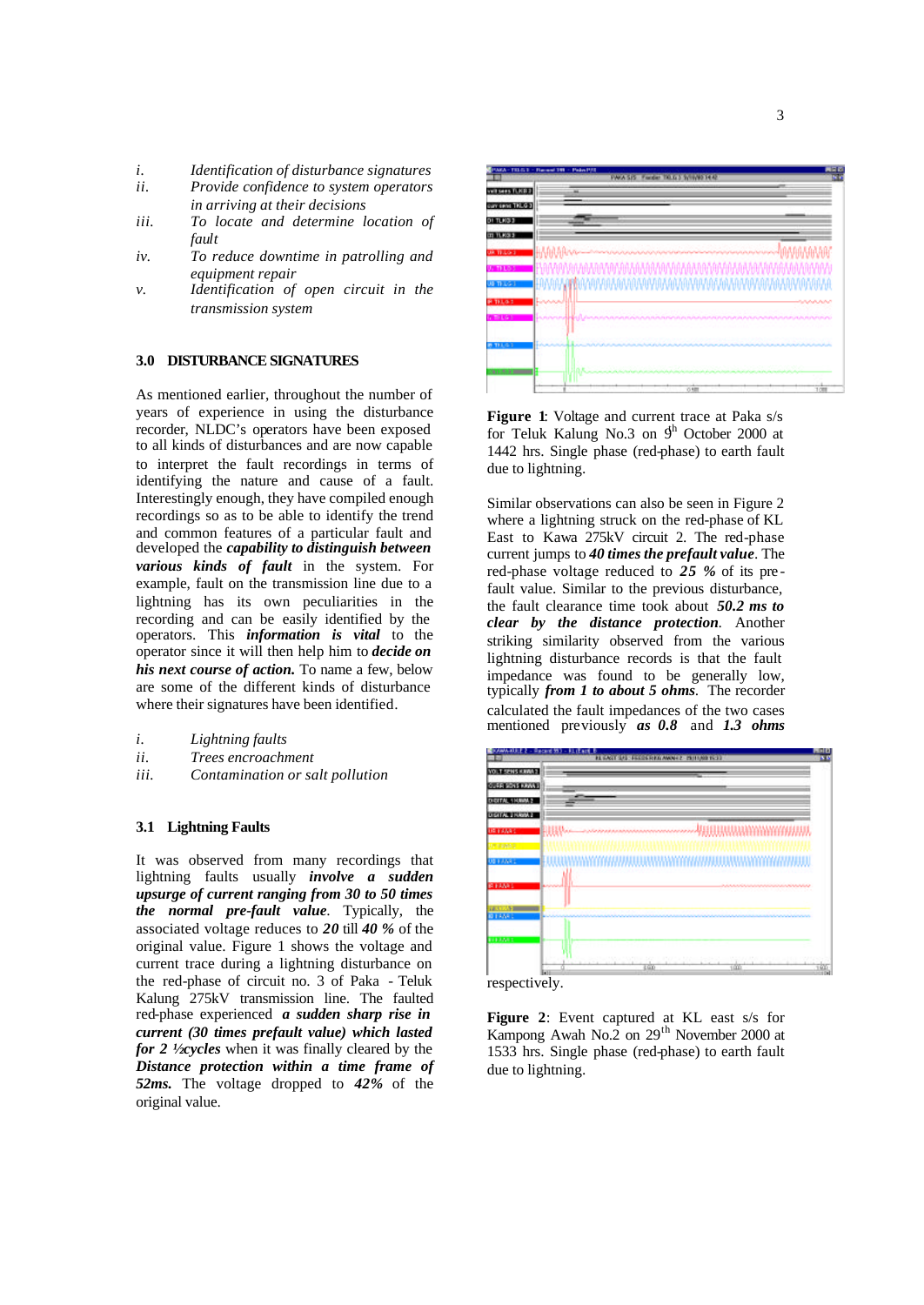*i. Identification of disturbance signatures*
*ii. Provide confidence to system operators in arriving at their decisions*
*iii. To locate and determine location of fault*
*iv. To reduce downtime in patrolling and equipment repair*
*v. Identification of open circuit in the transmission system*

## 3.0 DISTURBANCE SIGNATURES

As mentioned earlier, throughout the number of years of experience in using the disturbance recorder, NLDC's operators have been exposed to all kinds of disturbances and are now capable to interpret the fault recordings in terms of identifying the nature and cause of a fault. Interestingly enough, they have compiled enough recordings so as to be able to identify the trend and common features of a particular fault and developed the ***capability to distinguish between various kinds of fault*** in the system. For example, fault on the transmission line due to a lightning has its own peculiarities in the recording and can be easily identified by the operators. This ***information is vital*** to the operator since it will then help him to ***decide on his next course of action.*** To name a few, below are some of the different kinds of disturbance where their signatures have been identified.

*i. Lightning faults*
*ii. Trees encroachment*
*iii. Contamination or salt pollution*

### 3.1 Lightning Faults

It was observed from many recordings that lightning faults usually ***involve a sudden upsurge of current ranging from 30 to 50 times the normal pre-fault value***. Typically, the associated voltage reduces to ***20*** till ***40 %*** of the original value. Figure 1 shows the voltage and current trace during a lightning disturbance on the red-phase of circuit no. 3 of Paka - Teluk Kalung 275kV transmission line. The faulted red-phase experienced ***a sudden sharp rise in current (30 times prefault value) which lasted for 2 ½cycles*** when it was finally cleared by the ***Distance protection within a time frame of 52ms.*** The voltage dropped to ***42%*** of the original value.

**Figure 1**: Voltage and current trace at Paka s/s for Teluk Kalung No.3 on 9th October 2000 at 1442 hrs. Single phase (red-phase) to earth fault due to lightning.

Similar observations can also be seen in Figure 2 where a lightning struck on the red-phase of KL East to Kawa 275kV circuit 2. The red-phase current jumps to ***40 times the prefault value***. The red-phase voltage reduced to ***25 %*** of its pre-fault value. Similar to the previous disturbance, the fault clearance time took about ***50.2 ms to clear by the distance protection***. Another striking similarity observed from the various lightning disturbance records is that the fault impedance was found to be generally low, typically ***from 1 to about 5 ohms***. The recorder calculated the fault impedances of the two cases mentioned previously ***as 0.8*** and ***1.3 ohms*** respectively.

**Figure 2**: Event captured at KL east s/s for Kampong Awah No.2 on 29th November 2000 at 1533 hrs. Single phase (red-phase) to earth fault due to lightning.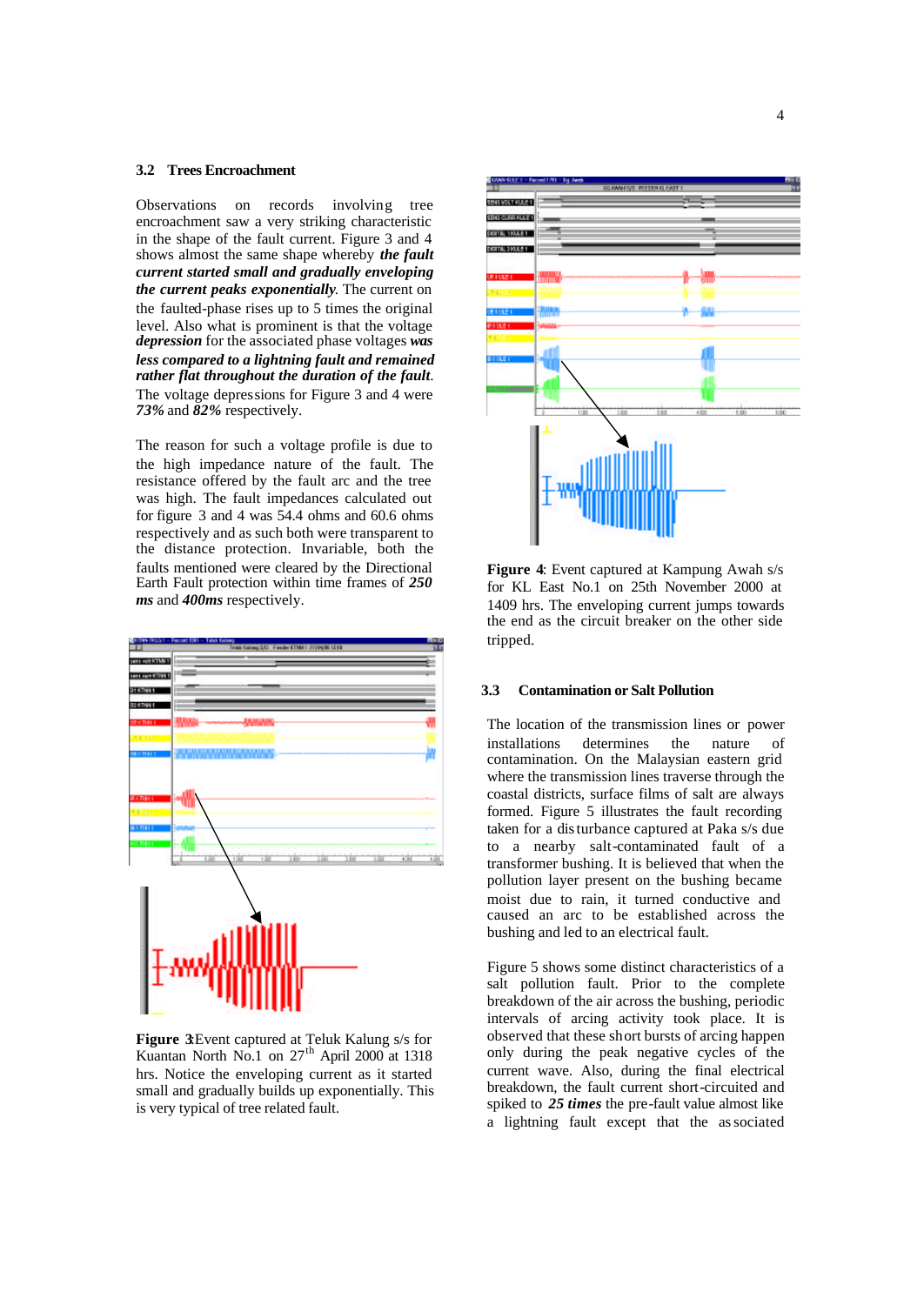### 3.2 Trees Encroachment

Observations on records involving tree encroachment saw a very striking characteristic in the shape of the fault current. Figure 3 and 4 shows almost the same shape whereby ***the fault current started small and gradually enveloping the current peaks exponentially***. The current on the faulted-phase rises up to 5 times the original level. Also what is prominent is that the voltage ***depression*** for the associated phase voltages ***was less compared to a lightning fault and remained rather flat throughout the duration of the fault***. The voltage depressions for Figure 3 and 4 were ***73%*** and ***82%*** respectively.

The reason for such a voltage profile is due to the high impedance nature of the fault. The resistance offered by the fault arc and the tree was high. The fault impedances calculated out for figure 3 and 4 was 54.4 ohms and 60.6 ohms respectively and as such both were transparent to the distance protection. Invariable, both the faults mentioned were cleared by the Directional Earth Fault protection within time frames of ***250 ms*** and ***400ms*** respectively.

**Figure 3**: Event captured at Teluk Kalung s/s for Kuantan North No.1 on 27th April 2000 at 1318 hrs. Notice the enveloping current as it started small and gradually builds up exponentially. This is very typical of tree related fault.

**Figure 4**: Event captured at Kampung Awah s/s for KL East No.1 on 25th November 2000 at 1409 hrs. The enveloping current jumps towards the end as the circuit breaker on the other side tripped.

### 3.3 Contamination or Salt Pollution

The location of the transmission lines or power installations determines the nature of contamination. On the Malaysian eastern grid where the transmission lines traverse through the coastal districts, surface films of salt are always formed. Figure 5 illustrates the fault recording taken for a disturbance captured at Paka s/s due to a nearby salt-contaminated fault of a transformer bushing. It is believed that when the pollution layer present on the bushing became moist due to rain, it turned conductive and caused an arc to be established across the bushing and led to an electrical fault.

Figure 5 shows some distinct characteristics of a salt pollution fault. Prior to the complete breakdown of the air across the bushing, periodic intervals of arcing activity took place. It is observed that these short bursts of arcing happen only during the peak negative cycles of the current wave. Also, during the final electrical breakdown, the fault current short-circuited and spiked to ***25 times*** the pre-fault value almost like a lightning fault except that the associated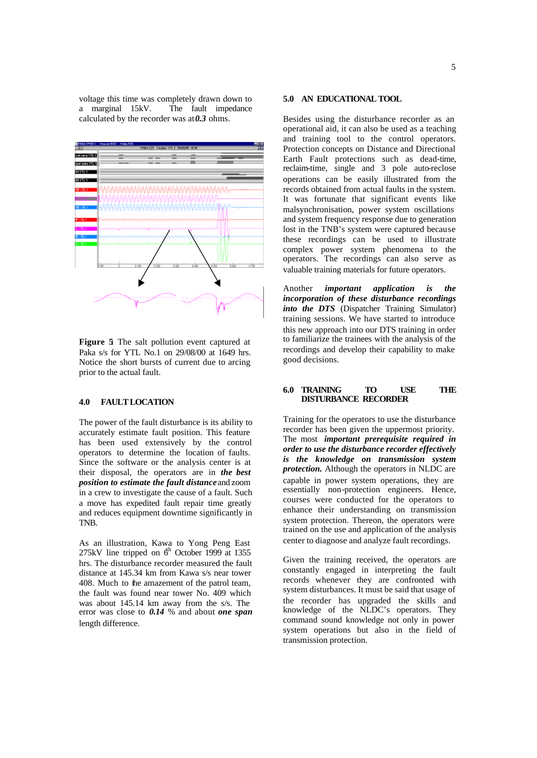voltage this time was completely drawn down to a marginal 15kV. The fault impedance calculated by the recorder was at ***0.3*** ohms.

**Figure 5** The salt pollution event captured at Paka s/s for YTL No.1 on 29/08/00 at 1649 hrs. Notice the short bursts of current due to arcing prior to the actual fault.

## 4.0 FAULT LOCATION

The power of the fault disturbance is its ability to accurately estimate fault position. This feature has been used extensively by the control operators to determine the location of faults. Since the software or the analysis center is at their disposal, the operators are in ***the best position to estimate the fault distance*** and zoom in a crew to investigate the cause of a fault. Such a move has expedited fault repair time greatly and reduces equipment downtime significantly in TNB.

As an illustration, Kawa to Yong Peng East 275kV line tripped on 6th October 1999 at 1355 hrs. The disturbance recorder measured the fault distance at 145.34 km from Kawa s/s near tower 408. Much to the amazement of the patrol team, the fault was found near tower No. 409 which was about 145.14 km away from the s/s. The error was close to ***0.14*** % and about ***one span*** length difference.

## 5.0 AN EDUCATIONAL TOOL

Besides using the disturbance recorder as an operational aid, it can also be used as a teaching and training tool to the control operators. Protection concepts on Distance and Directional Earth Fault protections such as dead-time, reclaim-time, single and 3 pole auto-reclose operations can be easily illustrated from the records obtained from actual faults in the system. It was fortunate that significant events like malsynchronisation, power system oscillations and system frequency response due to generation lost in the TNB's system were captured because these recordings can be used to illustrate complex power system phenomena to the operators. The recordings can also serve as valuable training materials for future operators.

Another ***important application is the incorporation of these disturbance recordings into the DTS*** (Dispatcher Training Simulator) training sessions. We have started to introduce this new approach into our DTS training in order to familiarize the trainees with the analysis of the recordings and develop their capability to make good decisions.

## 6.0 TRAINING TO USE THE DISTURBANCE RECORDER

Training for the operators to use the disturbance recorder has been given the uppermost priority. The most ***important prerequisite required in order to use the disturbance recorder effectively is the knowledge on transmission system protection.*** Although the operators in NLDC are capable in power system operations, they are essentially non-protection engineers. Hence, courses were conducted for the operators to enhance their understanding on transmission system protection. Thereon, the operators were trained on the use and application of the analysis center to diagnose and analyze fault recordings.

Given the training received, the operators are constantly engaged in interpreting the fault records whenever they are confronted with system disturbances. It must be said that usage of the recorder has upgraded the skills and knowledge of the NLDC's operators. They command sound knowledge not only in power system operations but also in the field of transmission protection.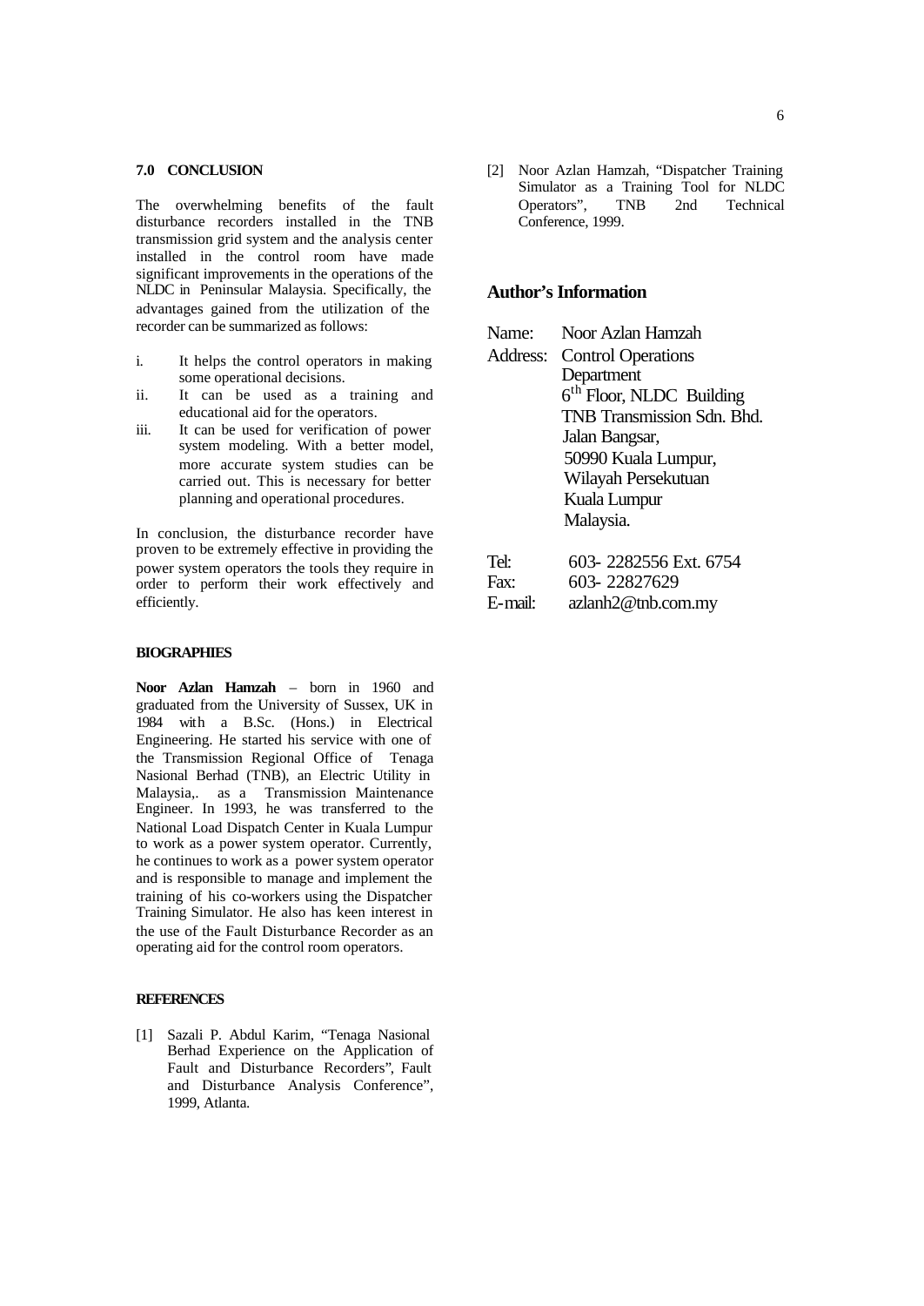## 7.0 CONCLUSION

The overwhelming benefits of the fault disturbance recorders installed in the TNB transmission grid system and the analysis center installed in the control room have made significant improvements in the operations of the NLDC in Peninsular Malaysia. Specifically, the advantages gained from the utilization of the recorder can be summarized as follows:

i. It helps the control operators in making some operational decisions.
ii. It can be used as a training and educational aid for the operators.
iii. It can be used for verification of power system modeling. With a better model, more accurate system studies can be carried out. This is necessary for better planning and operational procedures.

In conclusion, the disturbance recorder have proven to be extremely effective in providing the power system operators the tools they require in order to perform their work effectively and efficiently.

## BIOGRAPHIES

**Noor Azlan Hamzah** – born in 1960 and graduated from the University of Sussex, UK in 1984 with a B.Sc. (Hons.) in Electrical Engineering. He started his service with one of the Transmission Regional Office of Tenaga Nasional Berhad (TNB), an Electric Utility in Malaysia,. as a Transmission Maintenance Engineer. In 1993, he was transferred to the National Load Dispatch Center in Kuala Lumpur to work as a power system operator. Currently, he continues to work as a power system operator and is responsible to manage and implement the training of his co-workers using the Dispatcher Training Simulator. He also has keen interest in the use of the Fault Disturbance Recorder as an operating aid for the control room operators.

## REFERENCES

[1] Sazali P. Abdul Karim, "Tenaga Nasional Berhad Experience on the Application of Fault and Disturbance Recorders", Fault and Disturbance Analysis Conference", 1999, Atlanta.

[2] Noor Azlan Hamzah, "Dispatcher Training Simulator as a Training Tool for NLDC Operators", TNB 2nd Technical Conference, 1999.

## Author's Information

Name: Noor Azlan Hamzah

Address: Control Operations Department
6th Floor, NLDC Building
TNB Transmission Sdn. Bhd.
Jalan Bangsar,
50990 Kuala Lumpur,
Wilayah Persekutuan
Kuala Lumpur
Malaysia.

Tel: 603- 2282556 Ext. 6754
Fax: 603- 22827629
E-mail: azlanh2@tnb.com.my